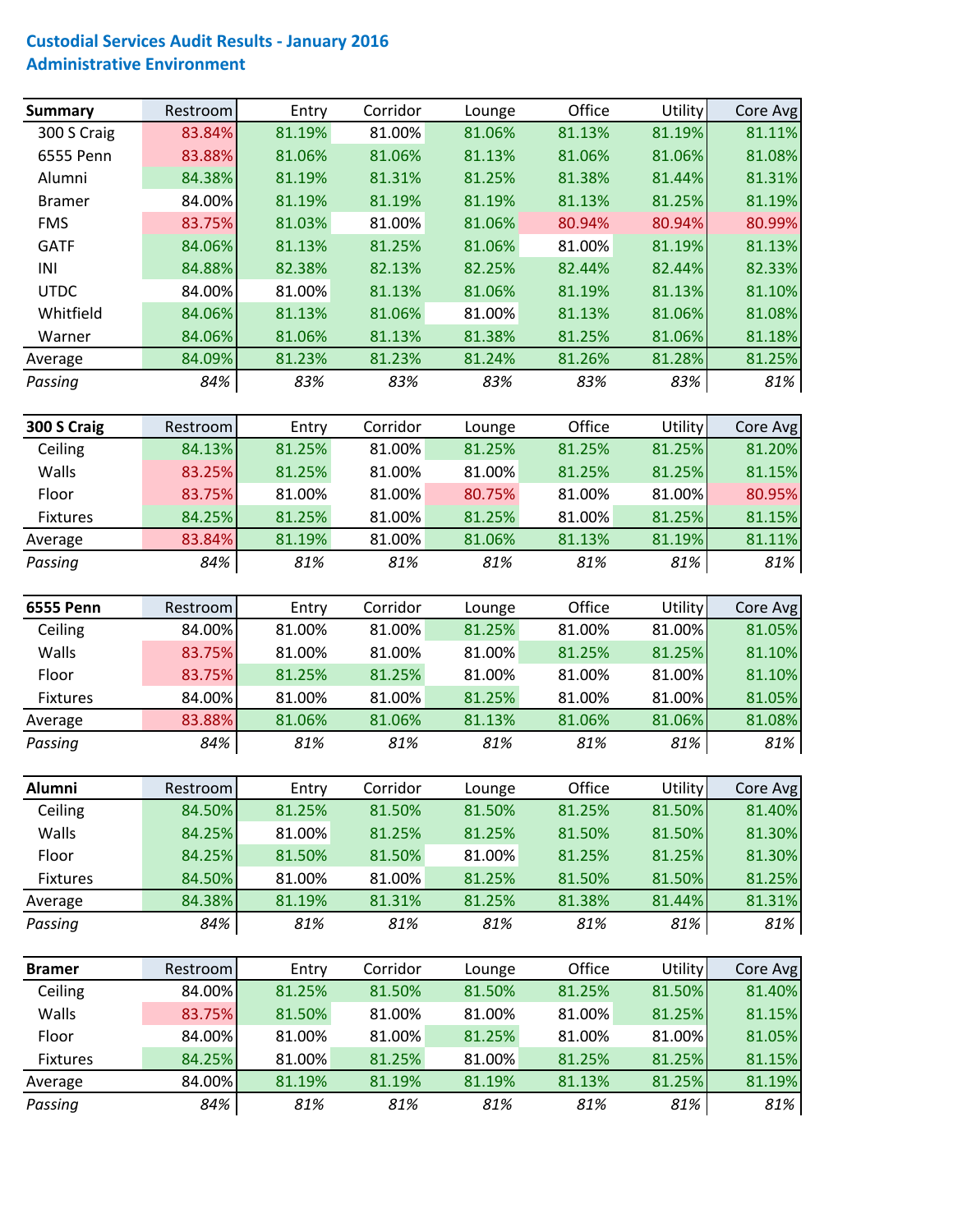# Custodial Services Audit Results - January 2016

## Administrative Environment

| Summary | Restroom | Entry | Corridor | Lounge | Office | Utility | Core Avg |
|---|---|---|---|---|---|---|---|
| 300 S Craig | 83.84% | 81.19% | 81.00% | 81.06% | 81.13% | 81.19% | 81.11% |
| 6555 Penn | 83.88% | 81.06% | 81.06% | 81.13% | 81.06% | 81.06% | 81.08% |
| Alumni | 84.38% | 81.19% | 81.31% | 81.25% | 81.38% | 81.44% | 81.31% |
| Bramer | 84.00% | 81.19% | 81.19% | 81.19% | 81.13% | 81.25% | 81.19% |
| FMS | 83.75% | 81.03% | 81.00% | 81.06% | 80.94% | 80.94% | 80.99% |
| GATF | 84.06% | 81.13% | 81.25% | 81.06% | 81.00% | 81.19% | 81.13% |
| INI | 84.88% | 82.38% | 82.13% | 82.25% | 82.44% | 82.44% | 82.33% |
| UTDC | 84.00% | 81.00% | 81.13% | 81.06% | 81.19% | 81.13% | 81.10% |
| Whitfield | 84.06% | 81.13% | 81.06% | 81.00% | 81.13% | 81.06% | 81.08% |
| Warner | 84.06% | 81.06% | 81.13% | 81.38% | 81.25% | 81.06% | 81.18% |
| Average | 84.09% | 81.23% | 81.23% | 81.24% | 81.26% | 81.28% | 81.25% |
| *Passing* | *84%* | *83%* | *83%* | *83%* | *83%* | *83%* | *81%* |

| 300 S Craig | Restroom | Entry | Corridor | Lounge | Office | Utility | Core Avg |
|---|---|---|---|---|---|---|---|
| Ceiling | 84.13% | 81.25% | 81.00% | 81.25% | 81.25% | 81.25% | 81.20% |
| Walls | 83.25% | 81.25% | 81.00% | 81.00% | 81.25% | 81.25% | 81.15% |
| Floor | 83.75% | 81.00% | 81.00% | 80.75% | 81.00% | 81.00% | 80.95% |
| Fixtures | 84.25% | 81.25% | 81.00% | 81.25% | 81.00% | 81.25% | 81.15% |
| Average | 83.84% | 81.19% | 81.00% | 81.06% | 81.13% | 81.19% | 81.11% |
| *Passing* | *84%* | *81%* | *81%* | *81%* | *81%* | *81%* | *81%* |

| 6555 Penn | Restroom | Entry | Corridor | Lounge | Office | Utility | Core Avg |
|---|---|---|---|---|---|---|---|
| Ceiling | 84.00% | 81.00% | 81.00% | 81.25% | 81.00% | 81.00% | 81.05% |
| Walls | 83.75% | 81.00% | 81.00% | 81.00% | 81.25% | 81.25% | 81.10% |
| Floor | 83.75% | 81.25% | 81.25% | 81.00% | 81.00% | 81.00% | 81.10% |
| Fixtures | 84.00% | 81.00% | 81.00% | 81.25% | 81.00% | 81.00% | 81.05% |
| Average | 83.88% | 81.06% | 81.06% | 81.13% | 81.06% | 81.06% | 81.08% |
| *Passing* | *84%* | *81%* | *81%* | *81%* | *81%* | *81%* | *81%* |

| Alumni | Restroom | Entry | Corridor | Lounge | Office | Utility | Core Avg |
|---|---|---|---|---|---|---|---|
| Ceiling | 84.50% | 81.25% | 81.50% | 81.50% | 81.25% | 81.50% | 81.40% |
| Walls | 84.25% | 81.00% | 81.25% | 81.25% | 81.50% | 81.50% | 81.30% |
| Floor | 84.25% | 81.50% | 81.50% | 81.00% | 81.25% | 81.25% | 81.30% |
| Fixtures | 84.50% | 81.00% | 81.00% | 81.25% | 81.50% | 81.50% | 81.25% |
| Average | 84.38% | 81.19% | 81.31% | 81.25% | 81.38% | 81.44% | 81.31% |
| *Passing* | *84%* | *81%* | *81%* | *81%* | *81%* | *81%* | *81%* |

| Bramer | Restroom | Entry | Corridor | Lounge | Office | Utility | Core Avg |
|---|---|---|---|---|---|---|---|
| Ceiling | 84.00% | 81.25% | 81.50% | 81.50% | 81.25% | 81.50% | 81.40% |
| Walls | 83.75% | 81.50% | 81.00% | 81.00% | 81.00% | 81.25% | 81.15% |
| Floor | 84.00% | 81.00% | 81.00% | 81.25% | 81.00% | 81.00% | 81.05% |
| Fixtures | 84.25% | 81.00% | 81.25% | 81.00% | 81.25% | 81.25% | 81.15% |
| Average | 84.00% | 81.19% | 81.19% | 81.19% | 81.13% | 81.25% | 81.19% |
| *Passing* | *84%* | *81%* | *81%* | *81%* | *81%* | *81%* | *81%* |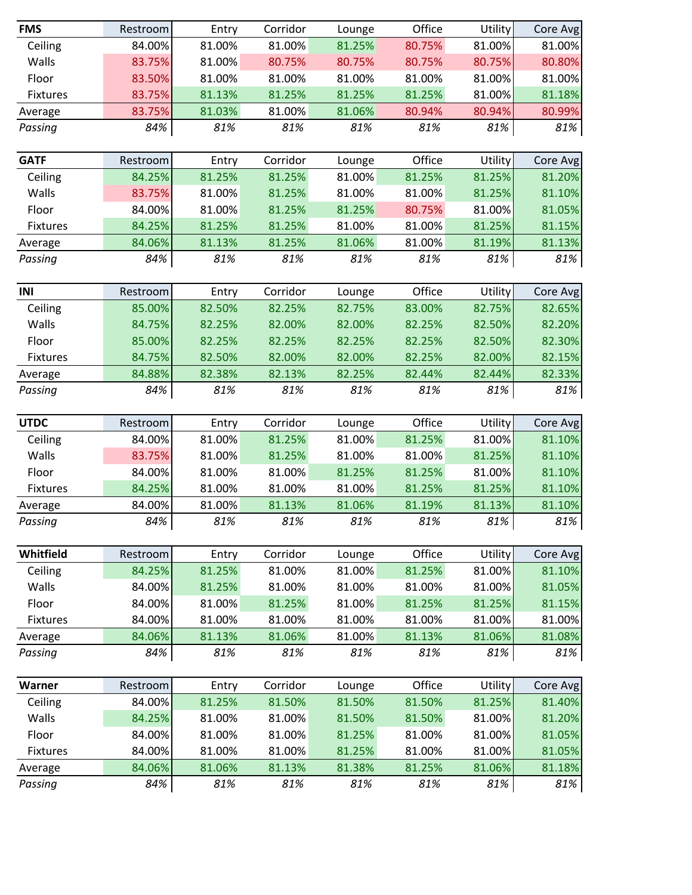| FMS | Restroom | Entry | Corridor | Lounge | Office | Utility | Core Avg |
|---|---|---|---|---|---|---|---|
| Ceiling | 84.00% | 81.00% | 81.00% | 81.25% | 80.75% | 81.00% | 81.00% |
| Walls | 83.75% | 81.00% | 80.75% | 80.75% | 80.75% | 80.75% | 80.80% |
| Floor | 83.50% | 81.00% | 81.00% | 81.00% | 81.00% | 81.00% | 81.00% |
| Fixtures | 83.75% | 81.13% | 81.25% | 81.25% | 81.25% | 81.00% | 81.18% |
| Average | 83.75% | 81.03% | 81.00% | 81.06% | 80.94% | 80.94% | 80.99% |
| *Passing* | *84%* | *81%* | *81%* | *81%* | *81%* | *81%* | *81%* |

| GATF | Restroom | Entry | Corridor | Lounge | Office | Utility | Core Avg |
|---|---|---|---|---|---|---|---|
| Ceiling | 84.25% | 81.25% | 81.25% | 81.00% | 81.25% | 81.25% | 81.20% |
| Walls | 83.75% | 81.00% | 81.25% | 81.00% | 81.00% | 81.25% | 81.10% |
| Floor | 84.00% | 81.00% | 81.25% | 81.25% | 80.75% | 81.00% | 81.05% |
| Fixtures | 84.25% | 81.25% | 81.25% | 81.00% | 81.00% | 81.25% | 81.15% |
| Average | 84.06% | 81.13% | 81.25% | 81.06% | 81.00% | 81.19% | 81.13% |
| *Passing* | *84%* | *81%* | *81%* | *81%* | *81%* | *81%* | *81%* |

| INI | Restroom | Entry | Corridor | Lounge | Office | Utility | Core Avg |
|---|---|---|---|---|---|---|---|
| Ceiling | 85.00% | 82.50% | 82.25% | 82.75% | 83.00% | 82.75% | 82.65% |
| Walls | 84.75% | 82.25% | 82.00% | 82.00% | 82.25% | 82.50% | 82.20% |
| Floor | 85.00% | 82.25% | 82.25% | 82.25% | 82.25% | 82.50% | 82.30% |
| Fixtures | 84.75% | 82.50% | 82.00% | 82.00% | 82.25% | 82.00% | 82.15% |
| Average | 84.88% | 82.38% | 82.13% | 82.25% | 82.44% | 82.44% | 82.33% |
| *Passing* | *84%* | *81%* | *81%* | *81%* | *81%* | *81%* | *81%* |

| UTDC | Restroom | Entry | Corridor | Lounge | Office | Utility | Core Avg |
|---|---|---|---|---|---|---|---|
| Ceiling | 84.00% | 81.00% | 81.25% | 81.00% | 81.25% | 81.00% | 81.10% |
| Walls | 83.75% | 81.00% | 81.25% | 81.00% | 81.00% | 81.25% | 81.10% |
| Floor | 84.00% | 81.00% | 81.00% | 81.25% | 81.25% | 81.00% | 81.10% |
| Fixtures | 84.25% | 81.00% | 81.00% | 81.00% | 81.25% | 81.25% | 81.10% |
| Average | 84.00% | 81.00% | 81.13% | 81.06% | 81.19% | 81.13% | 81.10% |
| *Passing* | *84%* | *81%* | *81%* | *81%* | *81%* | *81%* | *81%* |

| Whitfield | Restroom | Entry | Corridor | Lounge | Office | Utility | Core Avg |
|---|---|---|---|---|---|---|---|
| Ceiling | 84.25% | 81.25% | 81.00% | 81.00% | 81.25% | 81.00% | 81.10% |
| Walls | 84.00% | 81.25% | 81.00% | 81.00% | 81.00% | 81.00% | 81.05% |
| Floor | 84.00% | 81.00% | 81.25% | 81.00% | 81.25% | 81.25% | 81.15% |
| Fixtures | 84.00% | 81.00% | 81.00% | 81.00% | 81.00% | 81.00% | 81.00% |
| Average | 84.06% | 81.13% | 81.06% | 81.00% | 81.13% | 81.06% | 81.08% |
| *Passing* | *84%* | *81%* | *81%* | *81%* | *81%* | *81%* | *81%* |

| Warner | Restroom | Entry | Corridor | Lounge | Office | Utility | Core Avg |
|---|---|---|---|---|---|---|---|
| Ceiling | 84.00% | 81.25% | 81.50% | 81.50% | 81.50% | 81.25% | 81.40% |
| Walls | 84.25% | 81.00% | 81.00% | 81.50% | 81.50% | 81.00% | 81.20% |
| Floor | 84.00% | 81.00% | 81.00% | 81.25% | 81.00% | 81.00% | 81.05% |
| Fixtures | 84.00% | 81.00% | 81.00% | 81.25% | 81.00% | 81.00% | 81.05% |
| Average | 84.06% | 81.06% | 81.13% | 81.38% | 81.25% | 81.06% | 81.18% |
| *Passing* | *84%* | *81%* | *81%* | *81%* | *81%* | *81%* | *81%* |